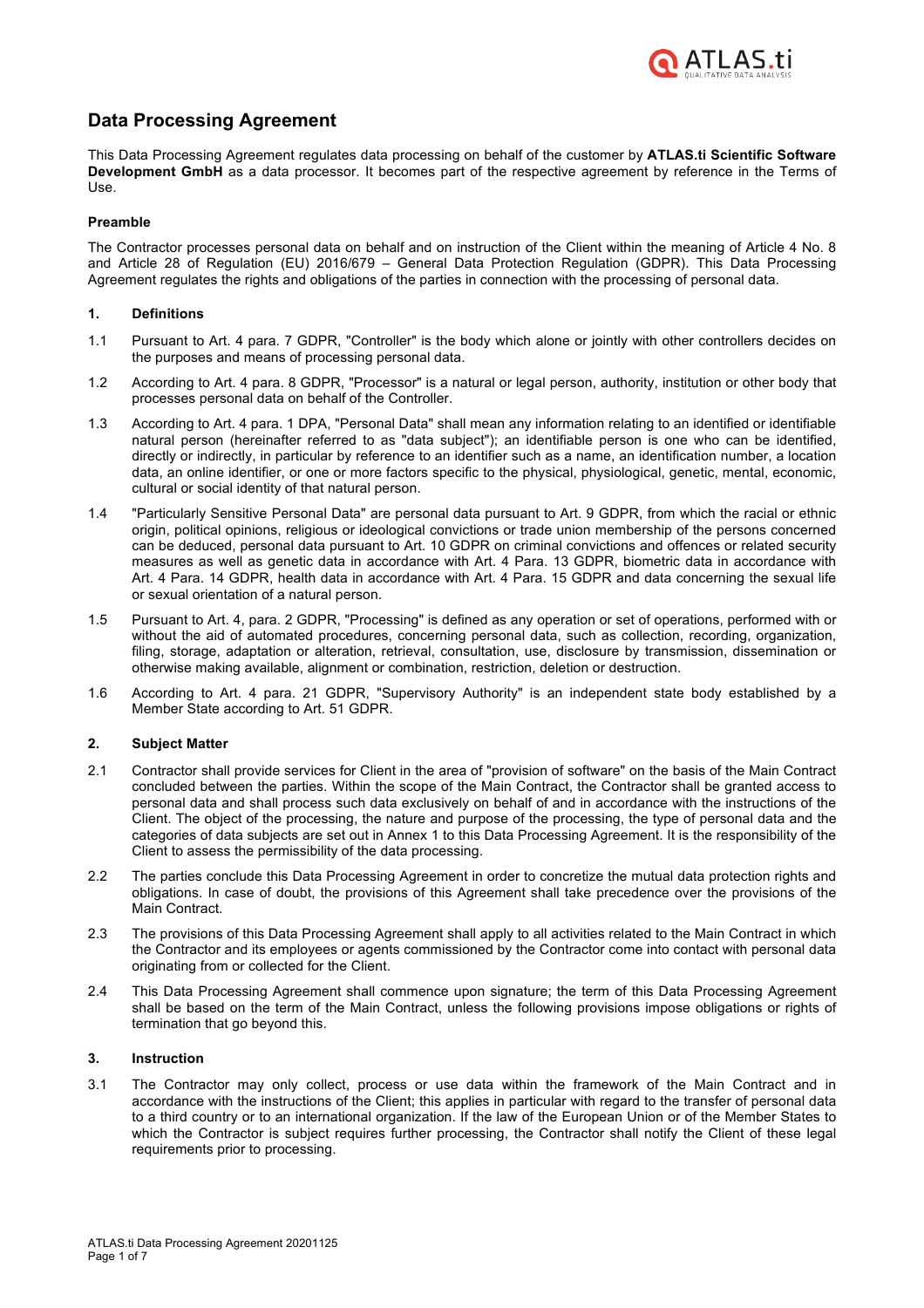# Data Processing Agreement

This Data Processing Agreement regulates data processing on behalf of the customer by **ATLAS.ti Scientific Software Development GmbH** as a data processor. It becomes part of the respective agreement by reference in the Terms of Use.

**Preamble**

The Contractor processes personal data on behalf and on instruction of the Client within the meaning of Article 4 No. 8 and Article 28 of Regulation (EU) 2016/679 – General Data Protection Regulation (GDPR). This Data Processing Agreement regulates the rights and obligations of the parties in connection with the processing of personal data.

## 1. Definitions

1.1 Pursuant to Art. 4 para. 7 GDPR, "Controller" is the body which alone or jointly with other controllers decides on the purposes and means of processing personal data.

1.2 According to Art. 4 para. 8 GDPR, "Processor" is a natural or legal person, authority, institution or other body that processes personal data on behalf of the Controller.

1.3 According to Art. 4 para. 1 DPA, "Personal Data" shall mean any information relating to an identified or identifiable natural person (hereinafter referred to as "data subject"); an identifiable person is one who can be identified, directly or indirectly, in particular by reference to an identifier such as a name, an identification number, a location data, an online identifier, or one or more factors specific to the physical, physiological, genetic, mental, economic, cultural or social identity of that natural person.

1.4 "Particularly Sensitive Personal Data" are personal data pursuant to Art. 9 GDPR, from which the racial or ethnic origin, political opinions, religious or ideological convictions or trade union membership of the persons concerned can be deduced, personal data pursuant to Art. 10 GDPR on criminal convictions and offences or related security measures as well as genetic data in accordance with Art. 4 Para. 13 GDPR, biometric data in accordance with Art. 4 Para. 14 GDPR, health data in accordance with Art. 4 Para. 15 GDPR and data concerning the sexual life or sexual orientation of a natural person.

1.5 Pursuant to Art. 4, para. 2 GDPR, "Processing" is defined as any operation or set of operations, performed with or without the aid of automated procedures, concerning personal data, such as collection, recording, organization, filing, storage, adaptation or alteration, retrieval, consultation, use, disclosure by transmission, dissemination or otherwise making available, alignment or combination, restriction, deletion or destruction.

1.6 According to Art. 4 para. 21 GDPR, "Supervisory Authority" is an independent state body established by a Member State according to Art. 51 GDPR.

## 2. Subject Matter

2.1 Contractor shall provide services for Client in the area of "provision of software" on the basis of the Main Contract concluded between the parties. Within the scope of the Main Contract, the Contractor shall be granted access to personal data and shall process such data exclusively on behalf of and in accordance with the instructions of the Client. The object of the processing, the nature and purpose of the processing, the type of personal data and the categories of data subjects are set out in Annex 1 to this Data Processing Agreement. It is the responsibility of the Client to assess the permissibility of the data processing.

2.2 The parties conclude this Data Processing Agreement in order to concretize the mutual data protection rights and obligations. In case of doubt, the provisions of this Agreement shall take precedence over the provisions of the Main Contract.

2.3 The provisions of this Data Processing Agreement shall apply to all activities related to the Main Contract in which the Contractor and its employees or agents commissioned by the Contractor come into contact with personal data originating from or collected for the Client.

2.4 This Data Processing Agreement shall commence upon signature; the term of this Data Processing Agreement shall be based on the term of the Main Contract, unless the following provisions impose obligations or rights of termination that go beyond this.

## 3. Instruction

3.1 The Contractor may only collect, process or use data within the framework of the Main Contract and in accordance with the instructions of the Client; this applies in particular with regard to the transfer of personal data to a third country or to an international organization. If the law of the European Union or of the Member States to which the Contractor is subject requires further processing, the Contractor shall notify the Client of these legal requirements prior to processing.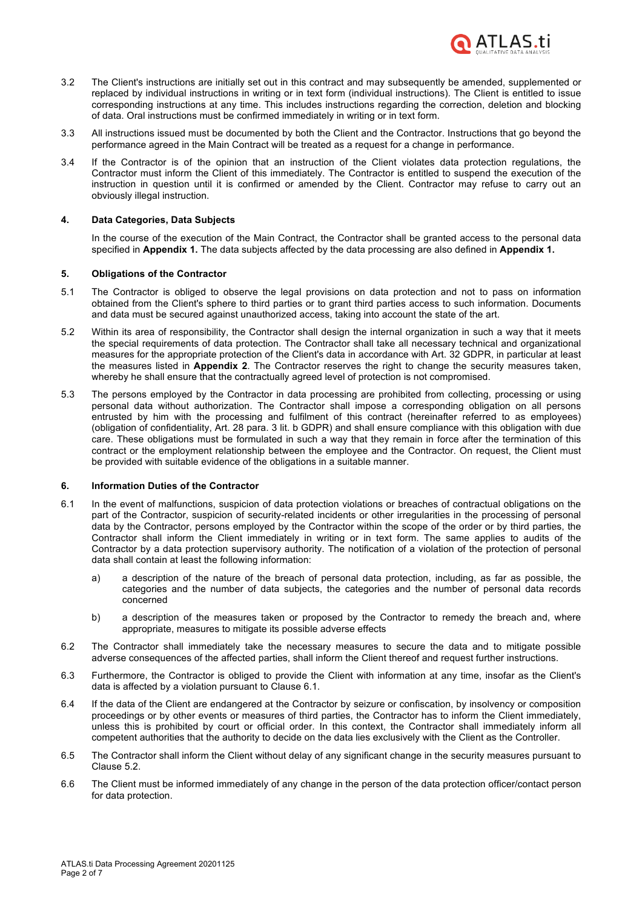3.2 The Client's instructions are initially set out in this contract and may subsequently be amended, supplemented or replaced by individual instructions in writing or in text form (individual instructions). The Client is entitled to issue corresponding instructions at any time. This includes instructions regarding the correction, deletion and blocking of data. Oral instructions must be confirmed immediately in writing or in text form.

3.3 All instructions issued must be documented by both the Client and the Contractor. Instructions that go beyond the performance agreed in the Main Contract will be treated as a request for a change in performance.

3.4 If the Contractor is of the opinion that an instruction of the Client violates data protection regulations, the Contractor must inform the Client of this immediately. The Contractor is entitled to suspend the execution of the instruction in question until it is confirmed or amended by the Client. Contractor may refuse to carry out an obviously illegal instruction.

## 4. Data Categories, Data Subjects

In the course of the execution of the Main Contract, the Contractor shall be granted access to the personal data specified in **Appendix 1.** The data subjects affected by the data processing are also defined in **Appendix 1.**

## 5. Obligations of the Contractor

5.1 The Contractor is obliged to observe the legal provisions on data protection and not to pass on information obtained from the Client's sphere to third parties or to grant third parties access to such information. Documents and data must be secured against unauthorized access, taking into account the state of the art.

5.2 Within its area of responsibility, the Contractor shall design the internal organization in such a way that it meets the special requirements of data protection. The Contractor shall take all necessary technical and organizational measures for the appropriate protection of the Client's data in accordance with Art. 32 GDPR, in particular at least the measures listed in **Appendix 2**. The Contractor reserves the right to change the security measures taken, whereby he shall ensure that the contractually agreed level of protection is not compromised.

5.3 The persons employed by the Contractor in data processing are prohibited from collecting, processing or using personal data without authorization. The Contractor shall impose a corresponding obligation on all persons entrusted by him with the processing and fulfilment of this contract (hereinafter referred to as employees) (obligation of confidentiality, Art. 28 para. 3 lit. b GDPR) and shall ensure compliance with this obligation with due care. These obligations must be formulated in such a way that they remain in force after the termination of this contract or the employment relationship between the employee and the Contractor. On request, the Client must be provided with suitable evidence of the obligations in a suitable manner.

## 6. Information Duties of the Contractor

6.1 In the event of malfunctions, suspicion of data protection violations or breaches of contractual obligations on the part of the Contractor, suspicion of security-related incidents or other irregularities in the processing of personal data by the Contractor, persons employed by the Contractor within the scope of the order or by third parties, the Contractor shall inform the Client immediately in writing or in text form. The same applies to audits of the Contractor by a data protection supervisory authority. The notification of a violation of the protection of personal data shall contain at least the following information:

a) a description of the nature of the breach of personal data protection, including, as far as possible, the categories and the number of data subjects, the categories and the number of personal data records concerned

b) a description of the measures taken or proposed by the Contractor to remedy the breach and, where appropriate, measures to mitigate its possible adverse effects

6.2 The Contractor shall immediately take the necessary measures to secure the data and to mitigate possible adverse consequences of the affected parties, shall inform the Client thereof and request further instructions.

6.3 Furthermore, the Contractor is obliged to provide the Client with information at any time, insofar as the Client's data is affected by a violation pursuant to Clause 6.1.

6.4 If the data of the Client are endangered at the Contractor by seizure or confiscation, by insolvency or composition proceedings or by other events or measures of third parties, the Contractor has to inform the Client immediately, unless this is prohibited by court or official order. In this context, the Contractor shall immediately inform all competent authorities that the authority to decide on the data lies exclusively with the Client as the Controller.

6.5 The Contractor shall inform the Client without delay of any significant change in the security measures pursuant to Clause 5.2.

6.6 The Client must be informed immediately of any change in the person of the data protection officer/contact person for data protection.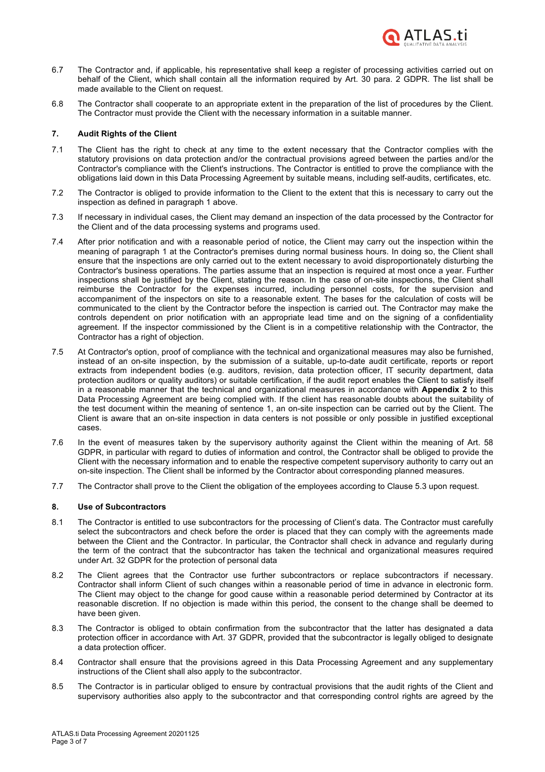6.7 The Contractor and, if applicable, his representative shall keep a register of processing activities carried out on behalf of the Client, which shall contain all the information required by Art. 30 para. 2 GDPR. The list shall be made available to the Client on request.

6.8 The Contractor shall cooperate to an appropriate extent in the preparation of the list of procedures by the Client. The Contractor must provide the Client with the necessary information in a suitable manner.

### 7. Audit Rights of the Client

7.1 The Client has the right to check at any time to the extent necessary that the Contractor complies with the statutory provisions on data protection and/or the contractual provisions agreed between the parties and/or the Contractor's compliance with the Client's instructions. The Contractor is entitled to prove the compliance with the obligations laid down in this Data Processing Agreement by suitable means, including self-audits, certificates, etc.

7.2 The Contractor is obliged to provide information to the Client to the extent that this is necessary to carry out the inspection as defined in paragraph 1 above.

7.3 If necessary in individual cases, the Client may demand an inspection of the data processed by the Contractor for the Client and of the data processing systems and programs used.

7.4 After prior notification and with a reasonable period of notice, the Client may carry out the inspection within the meaning of paragraph 1 at the Contractor's premises during normal business hours. In doing so, the Client shall ensure that the inspections are only carried out to the extent necessary to avoid disproportionately disturbing the Contractor's business operations. The parties assume that an inspection is required at most once a year. Further inspections shall be justified by the Client, stating the reason. In the case of on-site inspections, the Client shall reimburse the Contractor for the expenses incurred, including personnel costs, for the supervision and accompaniment of the inspectors on site to a reasonable extent. The bases for the calculation of costs will be communicated to the client by the Contractor before the inspection is carried out. The Contractor may make the controls dependent on prior notification with an appropriate lead time and on the signing of a confidentiality agreement. If the inspector commissioned by the Client is in a competitive relationship with the Contractor, the Contractor has a right of objection.

7.5 At Contractor's option, proof of compliance with the technical and organizational measures may also be furnished, instead of an on-site inspection, by the submission of a suitable, up-to-date audit certificate, reports or report extracts from independent bodies (e.g. auditors, revision, data protection officer, IT security department, data protection auditors or quality auditors) or suitable certification, if the audit report enables the Client to satisfy itself in a reasonable manner that the technical and organizational measures in accordance with **Appendix 2** to this Data Processing Agreement are being complied with. If the client has reasonable doubts about the suitability of the test document within the meaning of sentence 1, an on-site inspection can be carried out by the Client. The Client is aware that an on-site inspection in data centers is not possible or only possible in justified exceptional cases.

7.6 In the event of measures taken by the supervisory authority against the Client within the meaning of Art. 58 GDPR, in particular with regard to duties of information and control, the Contractor shall be obliged to provide the Client with the necessary information and to enable the respective competent supervisory authority to carry out an on-site inspection. The Client shall be informed by the Contractor about corresponding planned measures.

7.7 The Contractor shall prove to the Client the obligation of the employees according to Clause 5.3 upon request.

### 8. Use of Subcontractors

8.1 The Contractor is entitled to use subcontractors for the processing of Client's data. The Contractor must carefully select the subcontractors and check before the order is placed that they can comply with the agreements made between the Client and the Contractor. In particular, the Contractor shall check in advance and regularly during the term of the contract that the subcontractor has taken the technical and organizational measures required under Art. 32 GDPR for the protection of personal data

8.2 The Client agrees that the Contractor use further subcontractors or replace subcontractors if necessary. Contractor shall inform Client of such changes within a reasonable period of time in advance in electronic form. The Client may object to the change for good cause within a reasonable period determined by Contractor at its reasonable discretion. If no objection is made within this period, the consent to the change shall be deemed to have been given.

8.3 The Contractor is obliged to obtain confirmation from the subcontractor that the latter has designated a data protection officer in accordance with Art. 37 GDPR, provided that the subcontractor is legally obliged to designate a data protection officer.

8.4 Contractor shall ensure that the provisions agreed in this Data Processing Agreement and any supplementary instructions of the Client shall also apply to the subcontractor.

8.5 The Contractor is in particular obliged to ensure by contractual provisions that the audit rights of the Client and supervisory authorities also apply to the subcontractor and that corresponding control rights are agreed by the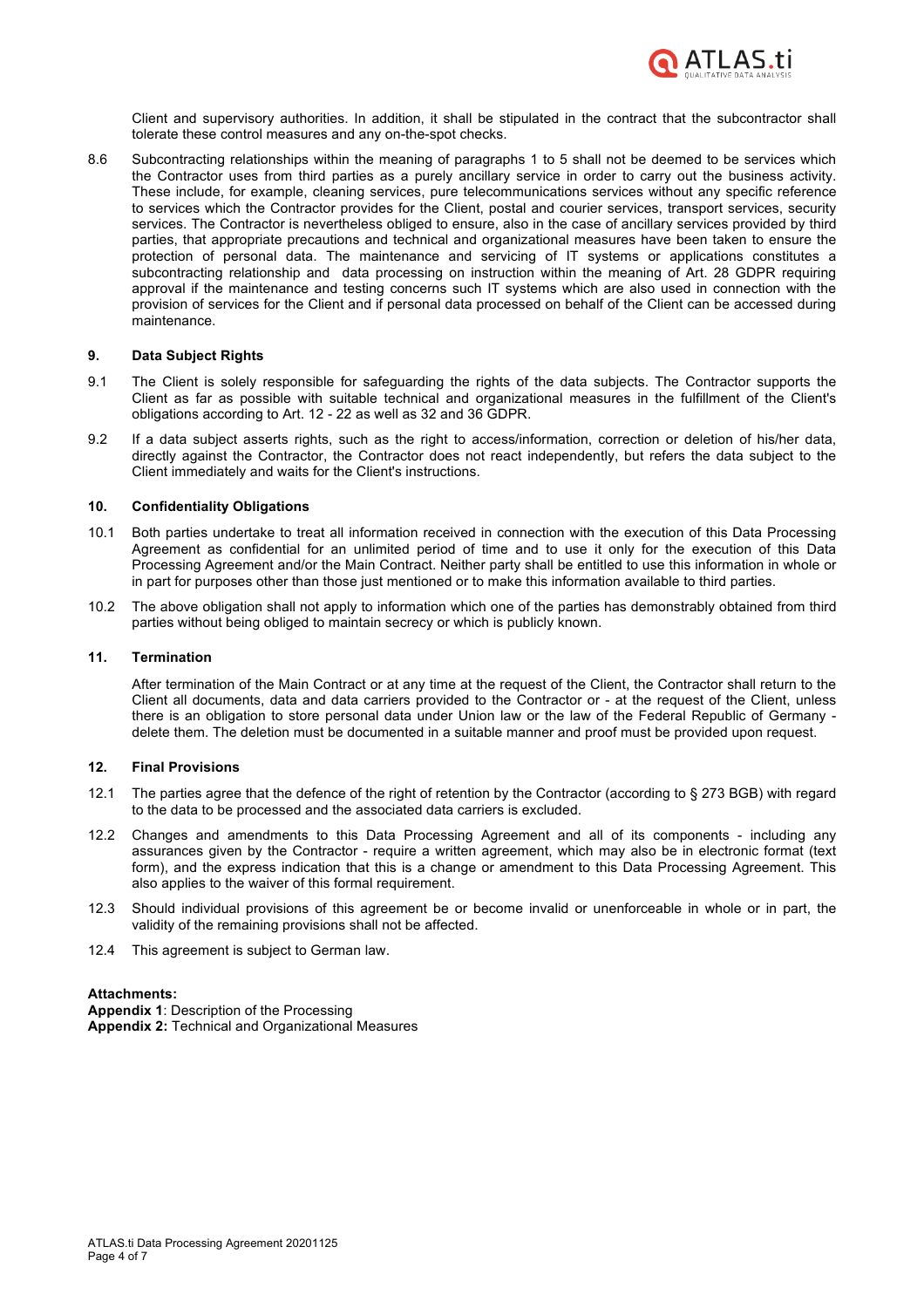Client and supervisory authorities. In addition, it shall be stipulated in the contract that the subcontractor shall tolerate these control measures and any on-the-spot checks.

8.6 Subcontracting relationships within the meaning of paragraphs 1 to 5 shall not be deemed to be services which the Contractor uses from third parties as a purely ancillary service in order to carry out the business activity. These include, for example, cleaning services, pure telecommunications services without any specific reference to services which the Contractor provides for the Client, postal and courier services, transport services, security services. The Contractor is nevertheless obliged to ensure, also in the case of ancillary services provided by third parties, that appropriate precautions and technical and organizational measures have been taken to ensure the protection of personal data. The maintenance and servicing of IT systems or applications constitutes a subcontracting relationship and data processing on instruction within the meaning of Art. 28 GDPR requiring approval if the maintenance and testing concerns such IT systems which are also used in connection with the provision of services for the Client and if personal data processed on behalf of the Client can be accessed during maintenance.

## 9. Data Subject Rights

9.1 The Client is solely responsible for safeguarding the rights of the data subjects. The Contractor supports the Client as far as possible with suitable technical and organizational measures in the fulfillment of the Client's obligations according to Art. 12 - 22 as well as 32 and 36 GDPR.

9.2 If a data subject asserts rights, such as the right to access/information, correction or deletion of his/her data, directly against the Contractor, the Contractor does not react independently, but refers the data subject to the Client immediately and waits for the Client's instructions.

## 10. Confidentiality Obligations

10.1 Both parties undertake to treat all information received in connection with the execution of this Data Processing Agreement as confidential for an unlimited period of time and to use it only for the execution of this Data Processing Agreement and/or the Main Contract. Neither party shall be entitled to use this information in whole or in part for purposes other than those just mentioned or to make this information available to third parties.

10.2 The above obligation shall not apply to information which one of the parties has demonstrably obtained from third parties without being obliged to maintain secrecy or which is publicly known.

## 11. Termination

After termination of the Main Contract or at any time at the request of the Client, the Contractor shall return to the Client all documents, data and data carriers provided to the Contractor or - at the request of the Client, unless there is an obligation to store personal data under Union law or the law of the Federal Republic of Germany - delete them. The deletion must be documented in a suitable manner and proof must be provided upon request.

## 12. Final Provisions

12.1 The parties agree that the defence of the right of retention by the Contractor (according to § 273 BGB) with regard to the data to be processed and the associated data carriers is excluded.

12.2 Changes and amendments to this Data Processing Agreement and all of its components - including any assurances given by the Contractor - require a written agreement, which may also be in electronic format (text form), and the express indication that this is a change or amendment to this Data Processing Agreement. This also applies to the waiver of this formal requirement.

12.3 Should individual provisions of this agreement be or become invalid or unenforceable in whole or in part, the validity of the remaining provisions shall not be affected.

12.4 This agreement is subject to German law.

**Attachments:**
**Appendix 1**: Description of the Processing
**Appendix 2:** Technical and Organizational Measures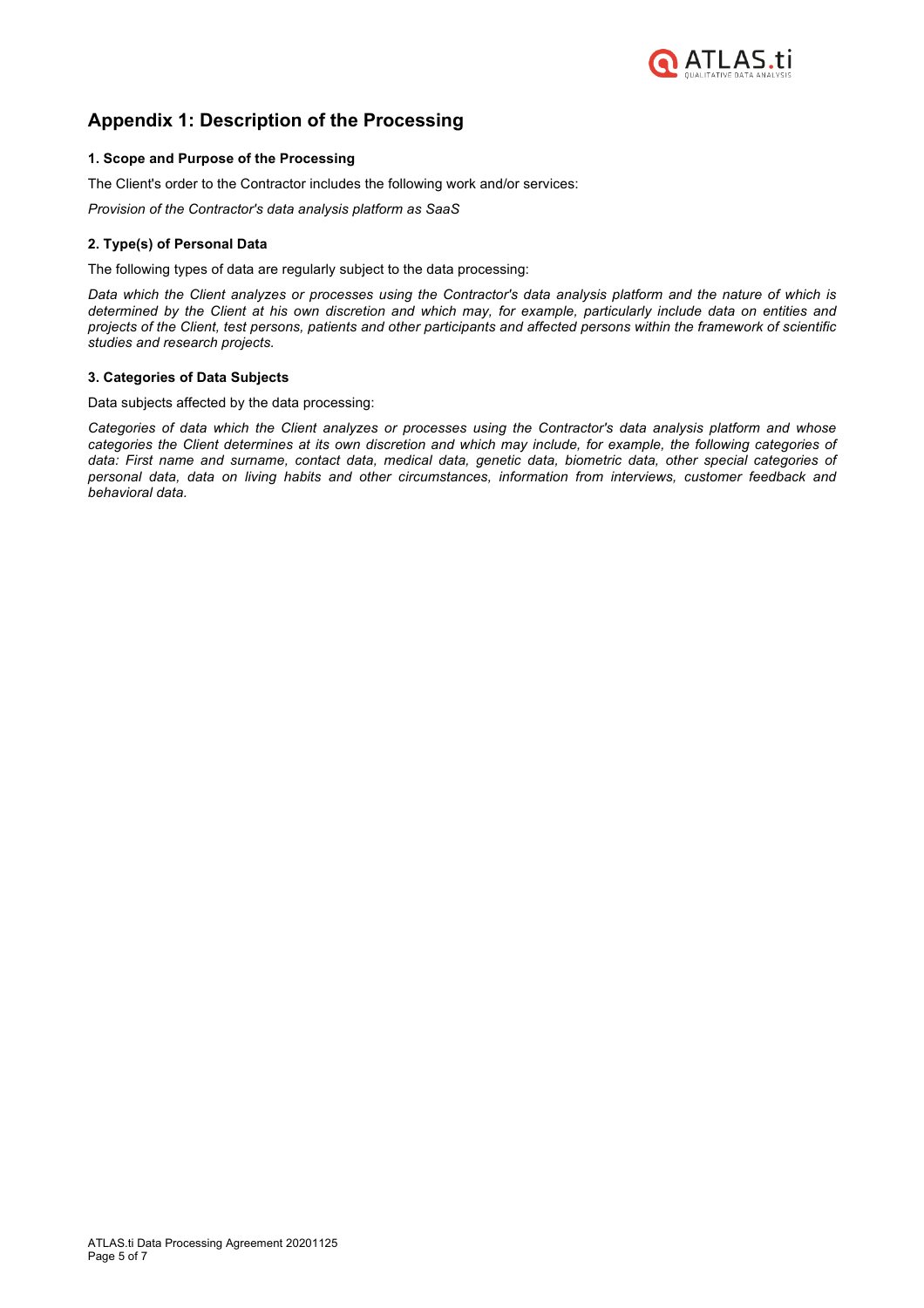## Appendix 1: Description of the Processing

### 1. Scope and Purpose of the Processing

The Client's order to the Contractor includes the following work and/or services:

*Provision of the Contractor's data analysis platform as SaaS*

### 2. Type(s) of Personal Data

The following types of data are regularly subject to the data processing:

*Data which the Client analyzes or processes using the Contractor's data analysis platform and the nature of which is determined by the Client at his own discretion and which may, for example, particularly include data on entities and projects of the Client, test persons, patients and other participants and affected persons within the framework of scientific studies and research projects.*

### 3. Categories of Data Subjects

Data subjects affected by the data processing:

*Categories of data which the Client analyzes or processes using the Contractor's data analysis platform and whose categories the Client determines at its own discretion and which may include, for example, the following categories of data: First name and surname, contact data, medical data, genetic data, biometric data, other special categories of personal data, data on living habits and other circumstances, information from interviews, customer feedback and behavioral data.*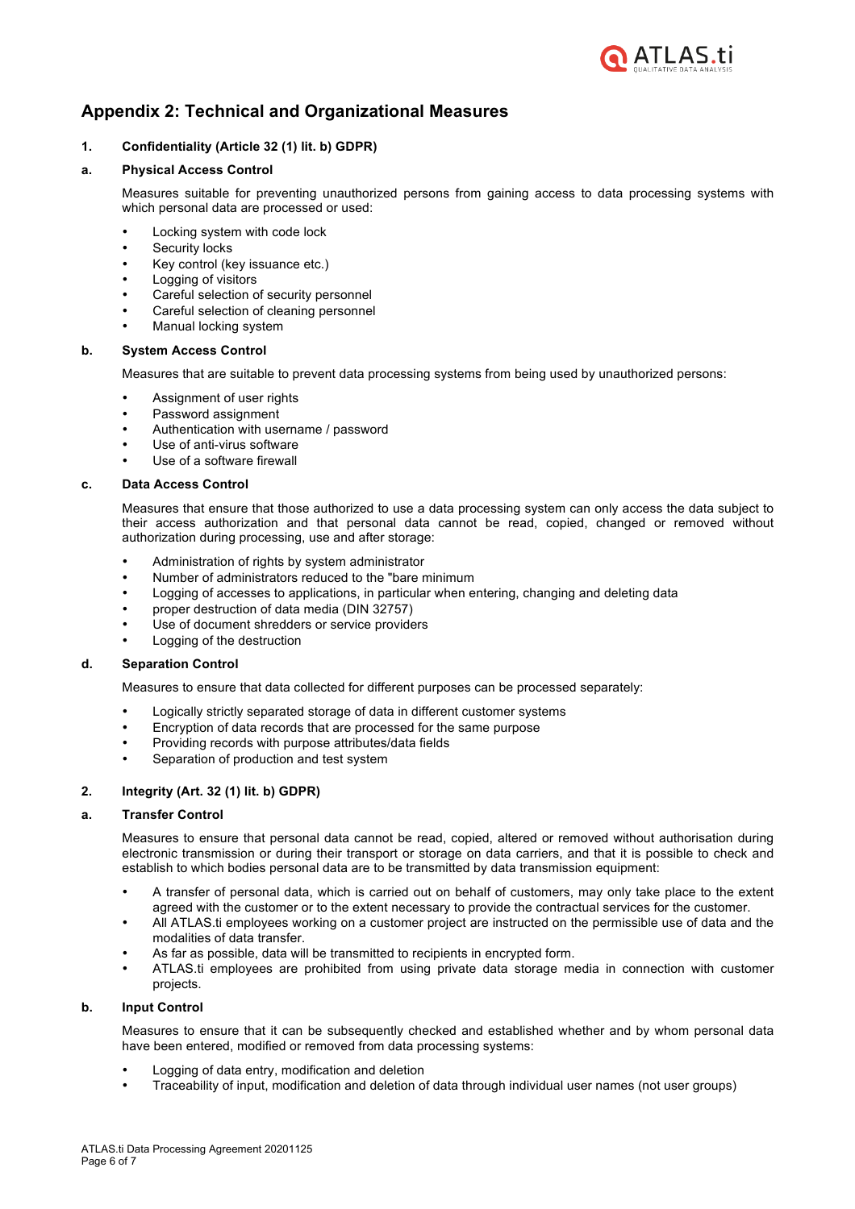## Appendix 2: Technical and Organizational Measures

### 1. Confidentiality (Article 32 (1) lit. b) GDPR)

#### a. Physical Access Control

Measures suitable for preventing unauthorized persons from gaining access to data processing systems with which personal data are processed or used:

- Locking system with code lock
- Security locks
- Key control (key issuance etc.)
- Logging of visitors
- Careful selection of security personnel
- Careful selection of cleaning personnel
- Manual locking system

#### b. System Access Control

Measures that are suitable to prevent data processing systems from being used by unauthorized persons:

- Assignment of user rights
- Password assignment
- Authentication with username / password
- Use of anti-virus software
- Use of a software firewall

#### c. Data Access Control

Measures that ensure that those authorized to use a data processing system can only access the data subject to their access authorization and that personal data cannot be read, copied, changed or removed without authorization during processing, use and after storage:

- Administration of rights by system administrator
- Number of administrators reduced to the "bare minimum
- Logging of accesses to applications, in particular when entering, changing and deleting data
- proper destruction of data media (DIN 32757)
- Use of document shredders or service providers
- Logging of the destruction

#### d. Separation Control

Measures to ensure that data collected for different purposes can be processed separately:

- Logically strictly separated storage of data in different customer systems
- Encryption of data records that are processed for the same purpose
- Providing records with purpose attributes/data fields
- Separation of production and test system

### 2. Integrity (Art. 32 (1) lit. b) GDPR)

#### a. Transfer Control

Measures to ensure that personal data cannot be read, copied, altered or removed without authorisation during electronic transmission or during their transport or storage on data carriers, and that it is possible to check and establish to which bodies personal data are to be transmitted by data transmission equipment:

- A transfer of personal data, which is carried out on behalf of customers, may only take place to the extent agreed with the customer or to the extent necessary to provide the contractual services for the customer.
- All ATLAS.ti employees working on a customer project are instructed on the permissible use of data and the modalities of data transfer.
- As far as possible, data will be transmitted to recipients in encrypted form.
- ATLAS.ti employees are prohibited from using private data storage media in connection with customer projects.

#### b. Input Control

Measures to ensure that it can be subsequently checked and established whether and by whom personal data have been entered, modified or removed from data processing systems:

- Logging of data entry, modification and deletion
- Traceability of input, modification and deletion of data through individual user names (not user groups)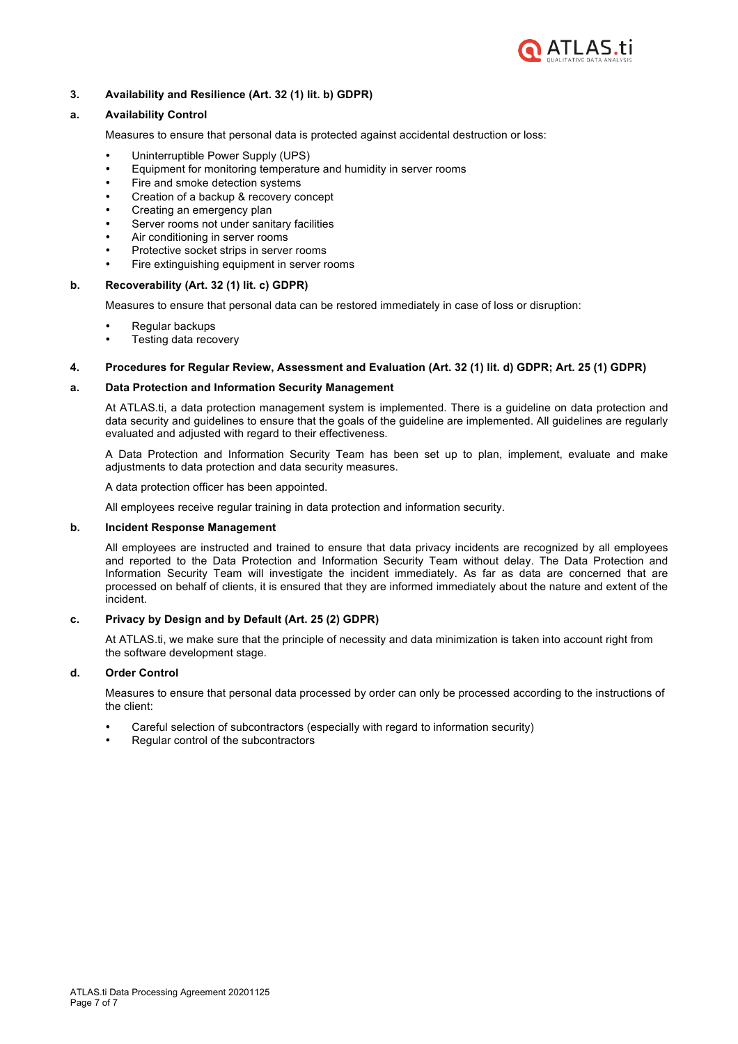### 3. Availability and Resilience (Art. 32 (1) lit. b) GDPR)

#### a. Availability Control

Measures to ensure that personal data is protected against accidental destruction or loss:

- Uninterruptible Power Supply (UPS)
- Equipment for monitoring temperature and humidity in server rooms
- Fire and smoke detection systems
- Creation of a backup & recovery concept
- Creating an emergency plan
- Server rooms not under sanitary facilities
- Air conditioning in server rooms
- Protective socket strips in server rooms
- Fire extinguishing equipment in server rooms

#### b. Recoverability (Art. 32 (1) lit. c) GDPR)

Measures to ensure that personal data can be restored immediately in case of loss or disruption:

- Regular backups
- Testing data recovery

### 4. Procedures for Regular Review, Assessment and Evaluation (Art. 32 (1) lit. d) GDPR; Art. 25 (1) GDPR)

#### a. Data Protection and Information Security Management

At ATLAS.ti, a data protection management system is implemented. There is a guideline on data protection and data security and guidelines to ensure that the goals of the guideline are implemented. All guidelines are regularly evaluated and adjusted with regard to their effectiveness.

A Data Protection and Information Security Team has been set up to plan, implement, evaluate and make adjustments to data protection and data security measures.

A data protection officer has been appointed.

All employees receive regular training in data protection and information security.

#### b. Incident Response Management

All employees are instructed and trained to ensure that data privacy incidents are recognized by all employees and reported to the Data Protection and Information Security Team without delay. The Data Protection and Information Security Team will investigate the incident immediately. As far as data are concerned that are processed on behalf of clients, it is ensured that they are informed immediately about the nature and extent of the incident.

#### c. Privacy by Design and by Default (Art. 25 (2) GDPR)

At ATLAS.ti, we make sure that the principle of necessity and data minimization is taken into account right from the software development stage.

#### d. Order Control

Measures to ensure that personal data processed by order can only be processed according to the instructions of the client:

- Careful selection of subcontractors (especially with regard to information security)
- Regular control of the subcontractors